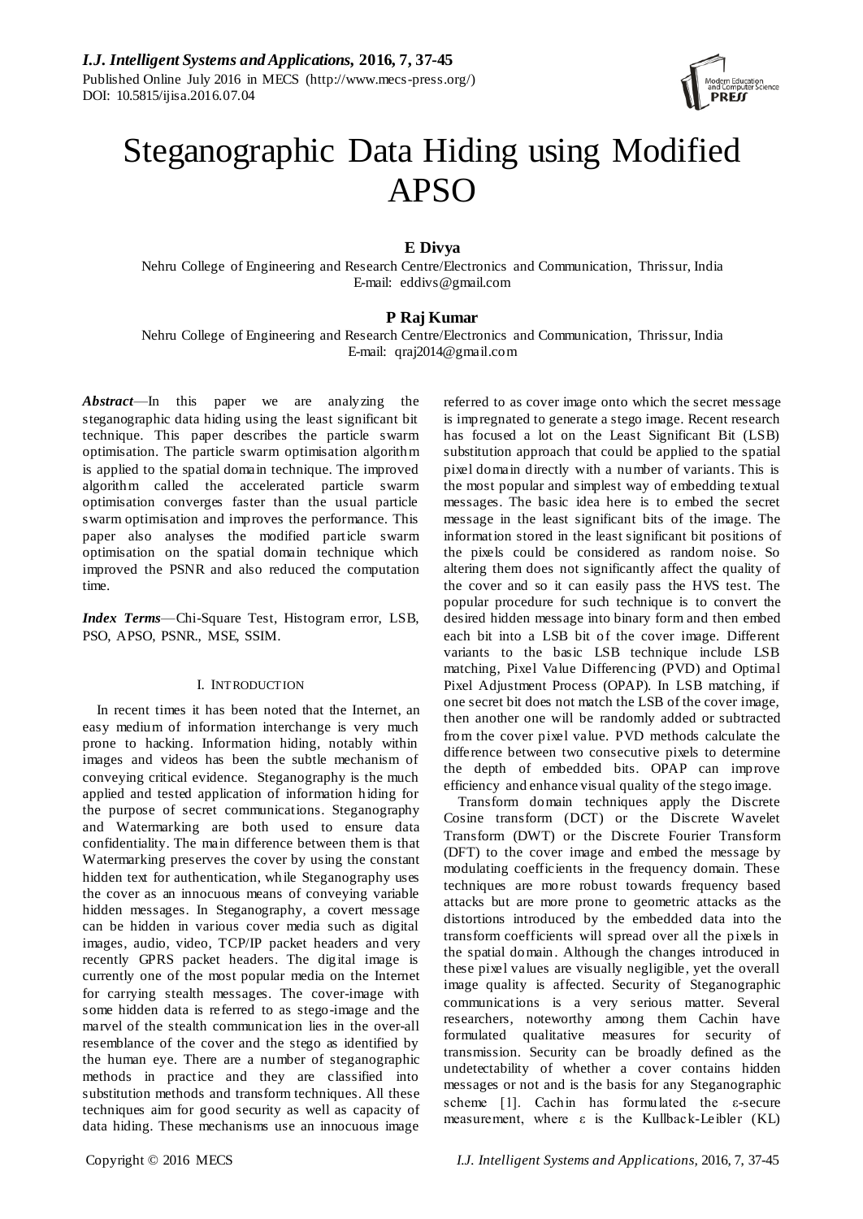# Steganographic Data Hiding using Modified APSO

**E Divya**

Nehru College of Engineering and Research Centre/Electronics and Communication, Thrissur, India
E-mail: eddivs@gmail.com

**P Raj Kumar**

Nehru College of Engineering and Research Centre/Electronics and Communication, Thrissur, India
E-mail: qraj2014@gmail.com

***Abstract***—In this paper we are analyzing the steganographic data hiding using the least significant bit technique. This paper describes the particle swarm optimisation. The particle swarm optimisation algorithm is applied to the spatial domain technique. The improved algorithm called the accelerated particle swarm optimisation converges faster than the usual particle swarm optimisation and improves the performance. This paper also analyses the modified particle swarm optimisation on the spatial domain technique which improved the PSNR and also reduced the computation time.

***Index Terms***—Chi-Square Test, Histogram error, LSB, PSO, APSO, PSNR., MSE, SSIM.

## I. INTRODUCTION

In recent times it has been noted that the Internet, an easy medium of information interchange is very much prone to hacking. Information hiding, notably within images and videos has been the subtle mechanism of conveying critical evidence. Steganography is the much applied and tested application of information hiding for the purpose of secret communications. Steganography and Watermarking are both used to ensure data confidentiality. The main difference between them is that Watermarking preserves the cover by using the constant hidden text for authentication, while Steganography uses the cover as an innocuous means of conveying variable hidden messages. In Steganography, a covert message can be hidden in various cover media such as digital images, audio, video, TCP/IP packet headers and very recently GPRS packet headers. The digital image is currently one of the most popular media on the Internet for carrying stealth messages. The cover-image with some hidden data is referred to as stego-image and the marvel of the stealth communication lies in the over-all resemblance of the cover and the stego as identified by the human eye. There are a number of steganographic methods in practice and they are classified into substitution methods and transform techniques. All these techniques aim for good security as well as capacity of data hiding. These mechanisms use an innocuous image referred to as cover image onto which the secret message is impregnated to generate a stego image. Recent research has focused a lot on the Least Significant Bit (LSB) substitution approach that could be applied to the spatial pixel domain directly with a number of variants. This is the most popular and simplest way of embedding textual messages. The basic idea here is to embed the secret message in the least significant bits of the image. The information stored in the least significant bit positions of the pixels could be considered as random noise. So altering them does not significantly affect the quality of the cover and so it can easily pass the HVS test. The popular procedure for such technique is to convert the desired hidden message into binary form and then embed each bit into a LSB bit of the cover image. Different variants to the basic LSB technique include LSB matching, Pixel Value Differencing (PVD) and Optimal Pixel Adjustment Process (OPAP). In LSB matching, if one secret bit does not match the LSB of the cover image, then another one will be randomly added or subtracted from the cover pixel value. PVD methods calculate the difference between two consecutive pixels to determine the depth of embedded bits. OPAP can improve efficiency and enhance visual quality of the stego image.

Transform domain techniques apply the Discrete Cosine transform (DCT) or the Discrete Wavelet Transform (DWT) or the Discrete Fourier Transform (DFT) to the cover image and embed the message by modulating coefficients in the frequency domain. These techniques are more robust towards frequency based attacks but are more prone to geometric attacks as the distortions introduced by the embedded data into the transform coefficients will spread over all the pixels in the spatial domain. Although the changes introduced in these pixel values are visually negligible, yet the overall image quality is affected. Security of Steganographic communications is a very serious matter. Several researchers, noteworthy among them Cachin have formulated qualitative measures for security of transmission. Security can be broadly defined as the undetectability of whether a cover contains hidden messages or not and is the basis for any Steganographic scheme [1]. Cachin has formulated the $\varepsilon$-secure measurement, where $\varepsilon$ is the Kullback-Leibler (KL)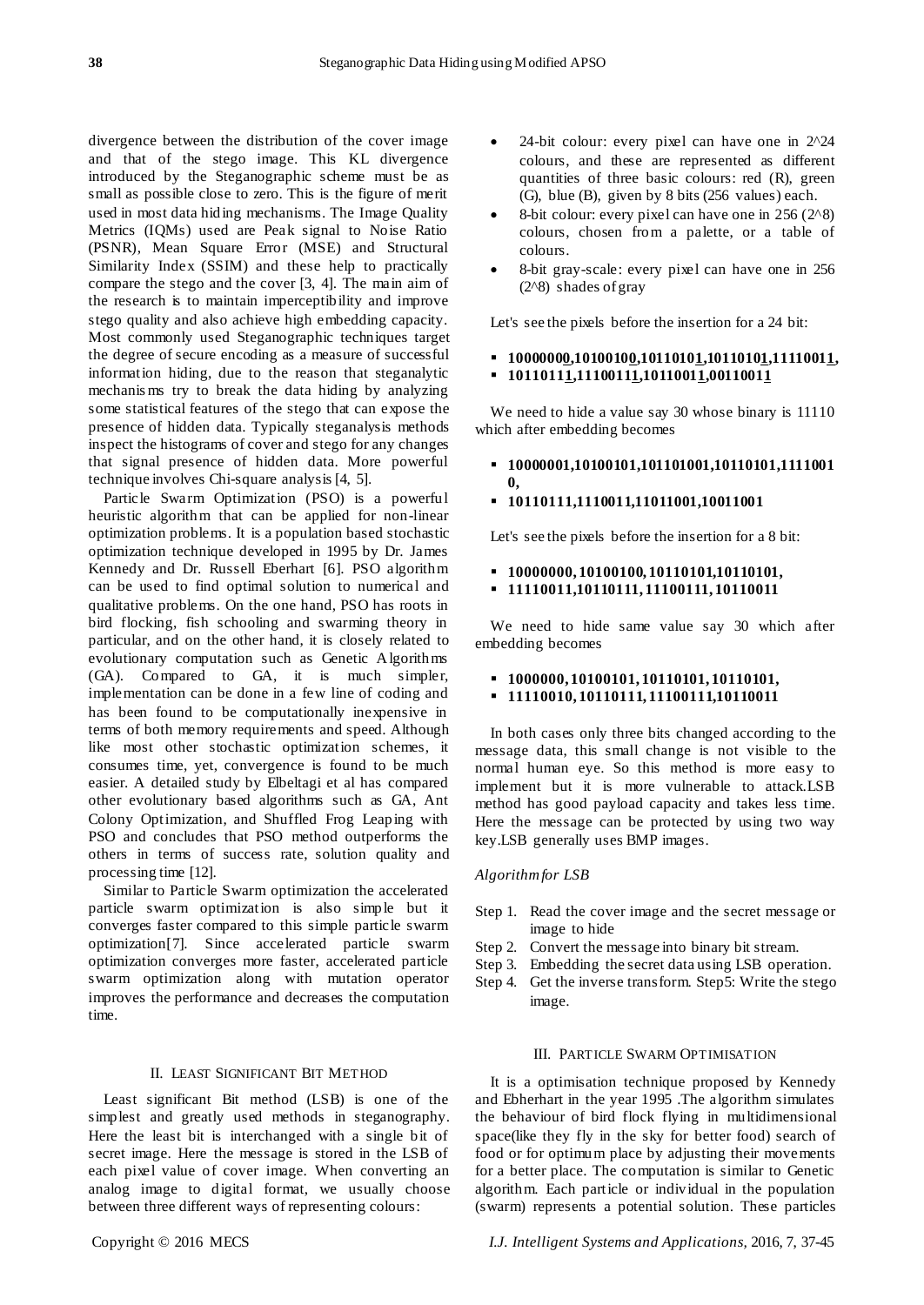divergence between the distribution of the cover image and that of the stego image. This KL divergence introduced by the Steganographic scheme must be as small as possible close to zero. This is the figure of merit used in most data hiding mechanisms. The Image Quality Metrics (IQMs) used are Peak signal to Noise Ratio (PSNR), Mean Square Error (MSE) and Structural Similarity Index (SSIM) and these help to practically compare the stego and the cover [3, 4]. The main aim of the research is to maintain imperceptibility and improve stego quality and also achieve high embedding capacity. Most commonly used Steganographic techniques target the degree of secure encoding as a measure of successful information hiding, due to the reason that steganalytic mechanisms try to break the data hiding by analyzing some statistical features of the stego that can expose the presence of hidden data. Typically steganalysis methods inspect the histograms of cover and stego for any changes that signal presence of hidden data. More powerful technique involves Chi-square analysis [4, 5].

Particle Swarm Optimization (PSO) is a powerful heuristic algorithm that can be applied for non-linear optimization problems. It is a population based stochastic optimization technique developed in 1995 by Dr. James Kennedy and Dr. Russell Eberhart [6]. PSO algorithm can be used to find optimal solution to numerical and qualitative problems. On the one hand, PSO has roots in bird flocking, fish schooling and swarming theory in particular, and on the other hand, it is closely related to evolutionary computation such as Genetic Algorithms (GA). Compared to GA, it is much simpler, implementation can be done in a few line of coding and has been found to be computationally inexpensive in terms of both memory requirements and speed. Although like most other stochastic optimization schemes, it consumes time, yet, convergence is found to be much easier. A detailed study by Elbeltagi et al has compared other evolutionary based algorithms such as GA, Ant Colony Optimization, and Shuffled Frog Leaping with PSO and concludes that PSO method outperforms the others in terms of success rate, solution quality and processing time [12].

Similar to Particle Swarm optimization the accelerated particle swarm optimization is also simple but it converges faster compared to this simple particle swarm optimization[7]. Since accelerated particle swarm optimization converges more faster, accelerated particle swarm optimization along with mutation operator improves the performance and decreases the computation time.

## II. Least Significant Bit Method

Least significant Bit method (LSB) is one of the simplest and greatly used methods in steganography. Here the least bit is interchanged with a single bit of secret image. Here the message is stored in the LSB of each pixel value of cover image. When converting an analog image to digital format, we usually choose between three different ways of representing colours:

- 24-bit colour: every pixel can have one in 2^24 colours, and these are represented as different quantities of three basic colours: red (R), green (G), blue (B), given by 8 bits (256 values) each.
- 8-bit colour: every pixel can have one in 256 (2^8) colours, chosen from a palette, or a table of colours.
- 8-bit gray-scale: every pixel can have one in 256 (2^8) shades of gray

Let's see the pixels before the insertion for a 24 bit:

- **1000000<u>0</u>,1010010<u>0</u>,1011010<u>1</u>,1011010<u>1</u>,1111001<u>1</u>,**
- **1011011<u>1</u>,1110011<u>1</u>,1011001<u>1</u>,0011001<u>1</u>**

We need to hide a value say 30 whose binary is 11110 which after embedding becomes

- **10000001,10100101,101101001,10110101,11110010,**
- **10110111,1110011,11011001,10011001**

Let's see the pixels before the insertion for a 8 bit:

- **10000000, 10100100, 10110101,10110101,**
- **11110011,10110111, 11100111, 10110011**

We need to hide same value say 30 which after embedding becomes

- **1000000, 10100101, 10110101, 10110101,**
- **11110010, 10110111, 11100111,10110011**

In both cases only three bits changed according to the message data, this small change is not visible to the normal human eye. So this method is more easy to implement but it is more vulnerable to attack.LSB method has good payload capacity and takes less time. Here the message can be protected by using two way key.LSB generally uses BMP images.

*Algorithm for LSB*

Step 1. Read the cover image and the secret message or image to hide

Step 2. Convert the message into binary bit stream.

Step 3. Embedding the secret data using LSB operation.

Step 4. Get the inverse transform. Step5: Write the stego image.

## III. Particle Swarm Optimisation

It is a optimisation technique proposed by Kennedy and Ebherhart in the year 1995 .The algorithm simulates the behaviour of bird flock flying in multidimensional space(like they fly in the sky for better food) search of food or for optimum place by adjusting their movements for a better place. The computation is similar to Genetic algorithm. Each particle or individual in the population (swarm) represents a potential solution. These particles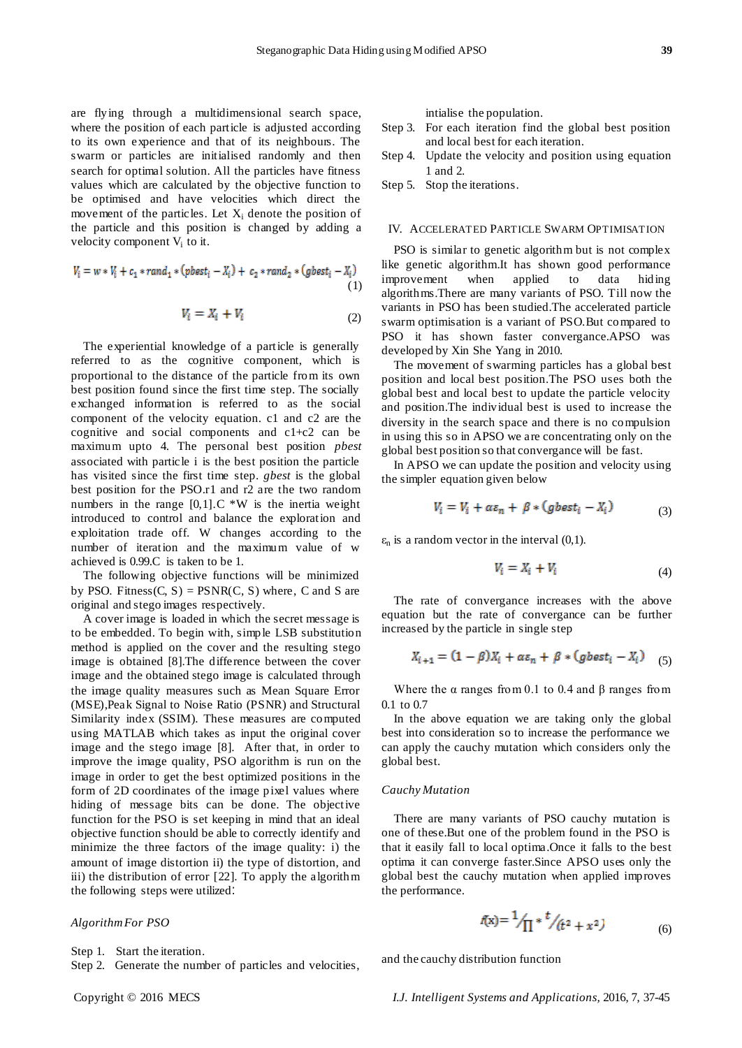are flying through a multidimensional search space, where the position of each particle is adjusted according to its own experience and that of its neighbours. The swarm or particles are initialised randomly and then search for optimal solution. All the particles have fitness values which are calculated by the objective function to be optimised and have velocities which direct the movement of the particles. Let $X_i$ denote the position of the particle and this position is changed by adding a velocity component $V_i$ to it.

$$V_i = w * V_i + c_1 * rand_1 * (pbest_i - X_i) + c_2 * rand_2 * (gbest_i - X_i) \quad (1)$$

$$V_i = X_i + V_i \quad (2)$$

The experiential knowledge of a particle is generally referred to as the cognitive component, which is proportional to the distance of the particle from its own best position found since the first time step. The socially exchanged information is referred to as the social component of the velocity equation. c1 and c2 are the cognitive and social components and c1+c2 can be maximum upto 4. The personal best position *pbest* associated with particle i is the best position the particle has visited since the first time step. *gbest* is the global best position for the PSO.r1 and r2 are the two random numbers in the range [0,1].C *W is the inertia weight introduced to control and balance the exploration and exploitation trade off. W changes according to the number of iteration and the maximum value of w achieved is 0.99.C is taken to be 1.

The following objective functions will be minimized by PSO. Fitness(C, S) = PSNR(C, S) where, C and S are original and stego images respectively.

A cover image is loaded in which the secret message is to be embedded. To begin with, simple LSB substitution method is applied on the cover and the resulting stego image is obtained [8].The difference between the cover image and the obtained stego image is calculated through the image quality measures such as Mean Square Error (MSE),Peak Signal to Noise Ratio (PSNR) and Structural Similarity index (SSIM). These measures are computed using MATLAB which takes as input the original cover image and the stego image [8]. After that, in order to improve the image quality, PSO algorithm is run on the image in order to get the best optimized positions in the form of 2D coordinates of the image pixel values where hiding of message bits can be done. The objective function for the PSO is set keeping in mind that an ideal objective function should be able to correctly identify and minimize the three factors of the image quality: i) the amount of image distortion ii) the type of distortion, and iii) the distribution of error [22]. To apply the algorithm the following steps were utilized:

*Algorithm For PSO*

Step 1. Start the iteration.
Step 2. Generate the number of particles and velocities, intialise the population.
Step 3. For each iteration find the global best position and local best for each iteration.
Step 4. Update the velocity and position using equation 1 and 2.
Step 5. Stop the iterations.

## IV. Accelerated Particle Swarm Optimisation

PSO is similar to genetic algorithm but is not complex like genetic algorithm.It has shown good performance improvement when applied to data hiding algorithms.There are many variants of PSO. Till now the variants in PSO has been studied.The accelerated particle swarm optimisation is a variant of PSO.But compared to PSO it has shown faster convergance.APSO was developed by Xin She Yang in 2010.

The movement of swarming particles has a global best position and local best position.The PSO uses both the global best and local best to update the particle velocity and position.The individual best is used to increase the diversity in the search space and there is no compulsion in using this so in APSO we are concentrating only on the global best position so that convergance will be fast.

In APSO we can update the position and velocity using the simpler equation given below

$$V_i = V_i + \alpha\varepsilon_n + \beta * (gbest_i - X_i) \quad (3)$$

$\varepsilon_n$ is a random vector in the interval (0,1).

$$V_i = X_i + V_i \quad (4)$$

The rate of convergance increases with the above equation but the rate of convergance can be further increased by the particle in single step

$$X_{i+1} = (1 - \beta)X_i + \alpha\varepsilon_n + \beta * (gbest_i - X_i) \quad (5)$$

Where the α ranges from 0.1 to 0.4 and β ranges from 0.1 to 0.7

In the above equation we are taking only the global best into consideration so to increase the performance we can apply the cauchy mutation which considers only the global best.

*Cauchy Mutation*

There are many variants of PSO cauchy mutation is one of these.But one of the problem found in the PSO is that it easily fall to local optima.Once it falls to the best optima it can converge faster.Since APSO uses only the global best the cauchy mutation when applied improves the performance.

$$f(x) = \frac{1}{\Pi} * \frac{t}{(t^2 + x^2)} \quad (6)$$

and the cauchy distribution function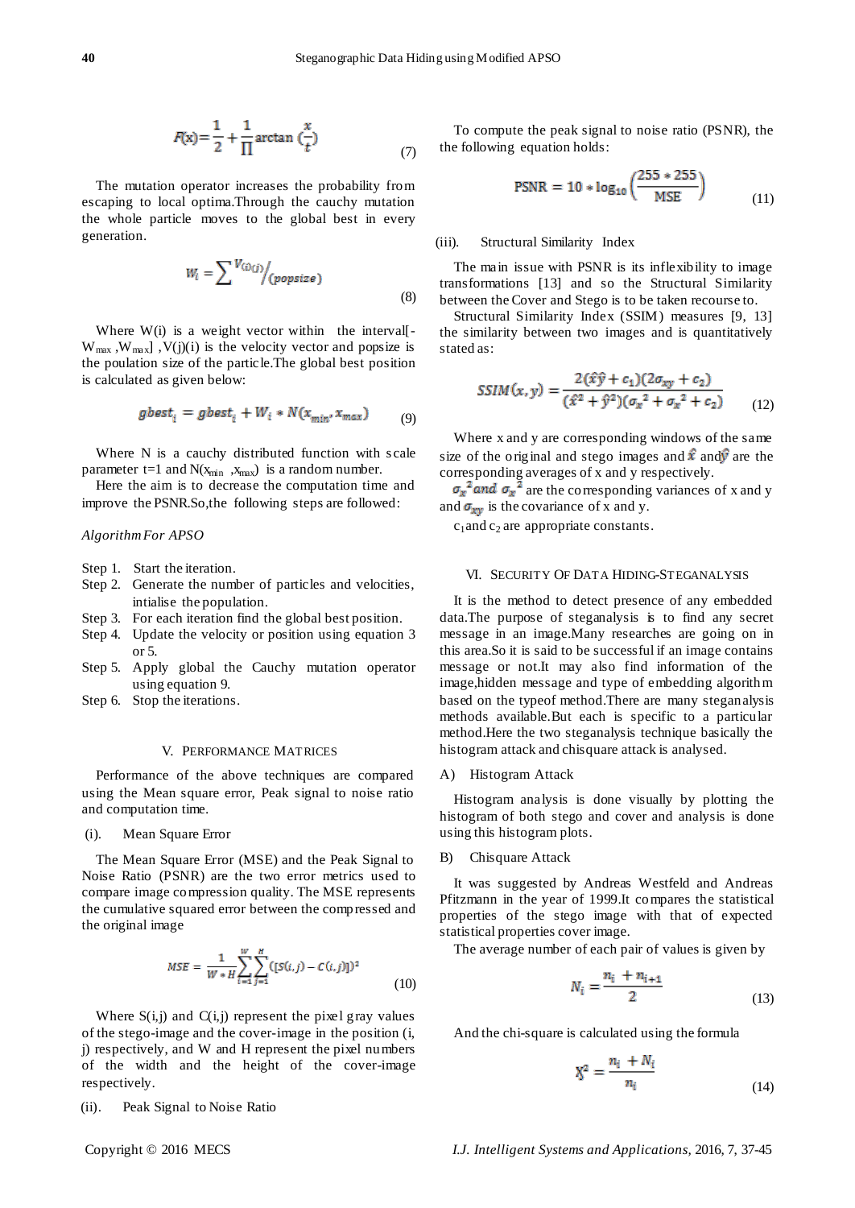$$F(x)=\frac{1}{2}+\frac{1}{\Pi}\arctan\left(\frac{x}{t}\right) \quad (7)$$

The mutation operator increases the probability from escaping to local optima.Through the cauchy mutation the whole particle moves to the global best in every generation.

$$W_i = \sum V_{(i)(j)} / _{(popsize)} \quad (8)$$

Where W(i) is a weight vector within the interval[- $W_{max}$ ,$W_{max}$] ,V(j)(i) is the velocity vector and popsize is the poulation size of the particle.The global best position is calculated as given below:

$$gbest_i = gbest_i + W_i * N(x_{min}, x_{max}) \quad (9)$$

Where N is a cauchy distributed function with scale parameter t=1 and N($x_{min}$ ,$x_{max}$) is a random number.

Here the aim is to decrease the computation time and improve the PSNR.So,the following steps are followed:

*Algorithm For APSO*

Step 1. Start the iteration.
Step 2. Generate the number of particles and velocities, intialise the population.
Step 3. For each iteration find the global best position.
Step 4. Update the velocity or position using equation 3 or 5.
Step 5. Apply global the Cauchy mutation operator using equation 9.
Step 6. Stop the iterations.

## V. Performance Matrices

Performance of the above techniques are compared using the Mean square error, Peak signal to noise ratio and computation time.

(i). Mean Square Error

The Mean Square Error (MSE) and the Peak Signal to Noise Ratio (PSNR) are the two error metrics used to compare image compression quality. The MSE represents the cumulative squared error between the compressed and the original image

$$MSE = \frac{1}{W*H}\sum_{i=1}^{W}\sum_{j=1}^{H}([S(i,j) - C(i,j)])^2 \quad (10)$$

Where S(i,j) and C(i,j) represent the pixel gray values of the stego-image and the cover-image in the position (i, j) respectively, and W and H represent the pixel numbers of the width and the height of the cover-image respectively.

(ii). Peak Signal to Noise Ratio

To compute the peak signal to noise ratio (PSNR), the the following equation holds:

$$PSNR = 10 * \log_{10}\left(\frac{255*255}{MSE}\right) \quad (11)$$

(iii). Structural Similarity Index

The main issue with PSNR is its inflexibility to image transformations [13] and so the Structural Similarity between the Cover and Stego is to be taken recourse to.

Structural Similarity Index (SSIM) measures [9, 13] the similarity between two images and is quantitatively stated as:

$$SSIM(x,y) = \frac{2(\hat{x}\hat{y}+c_1)(2\sigma_{xy}+c_2)}{(\hat{x}^2+\hat{y}^2)(\sigma_x{}^2+\sigma_x{}^2+c_2)} \quad (12)$$

Where x and y are corresponding windows of the same size of the original and stego images and $\hat{x}$ and $\hat{y}$ are the corresponding averages of x and y respectively.

$\sigma_x{}^2$ and $\sigma_x{}^2$ are the corresponding variances of x and y and $\sigma_{xy}$ is the covariance of x and y.

$c_1$ and $c_2$ are appropriate constants.

## VI. Security Of Data Hiding-Steganalysis

It is the method to detect presence of any embedded data.The purpose of steganalysis is to find any secret message in an image.Many researches are going on in this area.So it is said to be successful if an image contains message or not.It may also find information of the image,hidden message and type of embedding algorithm based on the typeof method.There are many steganalysis methods available.But each is specific to a particular method.Here the two steganalysis technique basically the histogram attack and chisquare attack is analysed.

A) Histogram Attack

Histogram analysis is done visually by plotting the histogram of both stego and cover and analysis is done using this histogram plots.

B) Chisquare Attack

It was suggested by Andreas Westfeld and Andreas Pfitzmann in the year of 1999.It compares the statistical properties of the stego image with that of expected statistical properties cover image.

The average number of each pair of values is given by

$$N_i = \frac{n_i + n_{i+1}}{2} \quad (13)$$

And the chi-square is calculated using the formula

$$X^2 = \frac{n_i + N_i}{n_i} \quad (14)$$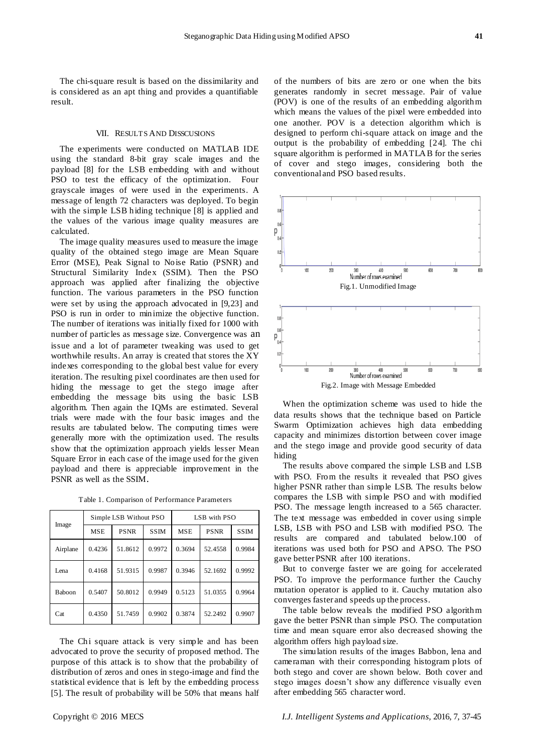The chi-square result is based on the dissimilarity and is considered as an apt thing and provides a quantifiable result.

## VII. Results And Disscusions

The experiments were conducted on MATLAB IDE using the standard 8-bit gray scale images and the payload [8] for the LSB embedding with and without PSO to test the efficacy of the optimization. Four grayscale images of were used in the experiments. A message of length 72 characters was deployed. To begin with the simple LSB hiding technique [8] is applied and the values of the various image quality measures are calculated.

The image quality measures used to measure the image quality of the obtained stego image are Mean Square Error (MSE), Peak Signal to Noise Ratio (PSNR) and Structural Similarity Index (SSIM). Then the PSO approach was applied after finalizing the objective function. The various parameters in the PSO function were set by using the approach advocated in [9,23] and PSO is run in order to minimize the objective function. The number of iterations was initially fixed for 1000 with number of particles as message size. Convergence was an issue and a lot of parameter tweaking was used to get worthwhile results. An array is created that stores the XY indexes corresponding to the global best value for every iteration. The resulting pixel coordinates are then used for hiding the message to get the stego image after embedding the message bits using the basic LSB algorithm. Then again the IQMs are estimated. Several trials were made with the four basic images and the results are tabulated below. The computing times were generally more with the optimization used. The results show that the optimization approach yields lesser Mean Square Error in each case of the image used for the given payload and there is appreciable improvement in the PSNR as well as the SSIM.

Table 1. Comparison of Performance Parameters

| Image | Simple LSB Without PSO | | | LSB with PSO | | |
|---|---|---|---|---|---|---|
| | MSE | PSNR | SSIM | MSE | PSNR | SSIM |
| Airplane | 0.4236 | 51.8612 | 0.9972 | 0.3694 | 52.4558 | 0.9984 |
| Lena | 0.4168 | 51.9315 | 0.9987 | 0.3946 | 52.1692 | 0.9992 |
| Baboon | 0.5407 | 50.8012 | 0.9949 | 0.5123 | 51.0355 | 0.9964 |
| Cat | 0.4350 | 51.7459 | 0.9902 | 0.3874 | 52.2492 | 0.9907 |

The Chi square attack is very simple and has been advocated to prove the security of proposed method. The purpose of this attack is to show that the probability of distribution of zeros and ones in stego-image and find the statistical evidence that is left by the embedding process [5]. The result of probability will be 50% that means half of the numbers of bits are zero or one when the bits generates randomly in secret message. Pair of value (POV) is one of the results of an embedding algorithm which means the values of the pixel were embedded into one another. POV is a detection algorithm which is designed to perform chi-square attack on image and the output is the probability of embedding [24]. The chi square algorithm is performed in MATLAB for the series of cover and stego images, considering both the conventional and PSO based results.

Fig.1. Unmodified Image

Fig.2. Image with Message Embedded

When the optimization scheme was used to hide the data results shows that the technique based on Particle Swarm Optimization achieves high data embedding capacity and minimizes distortion between cover image and the stego image and provide good security of data hiding

The results above compared the simple LSB and LSB with PSO. From the results it revealed that PSO gives higher PSNR rather than simple LSB. The results below compares the LSB with simple PSO and with modified PSO. The message length increased to a 565 character. The text message was embedded in cover using simple LSB, LSB with PSO and LSB with modified PSO. The results are compared and tabulated below.100 of iterations was used both for PSO and APSO. The PSO gave better PSNR after 100 iterations.

But to converge faster we are going for accelerated PSO. To improve the performance further the Cauchy mutation operator is applied to it. Cauchy mutation also converges faster and speeds up the process.

The table below reveals the modified PSO algorithm gave the better PSNR than simple PSO. The computation time and mean square error also decreased showing the algorithm offers high payload size.

The simulation results of the images Babbon, lena and cameraman with their corresponding histogram plots of both stego and cover are shown below. Both cover and stego images doesn't show any difference visually even after embedding 565 character word.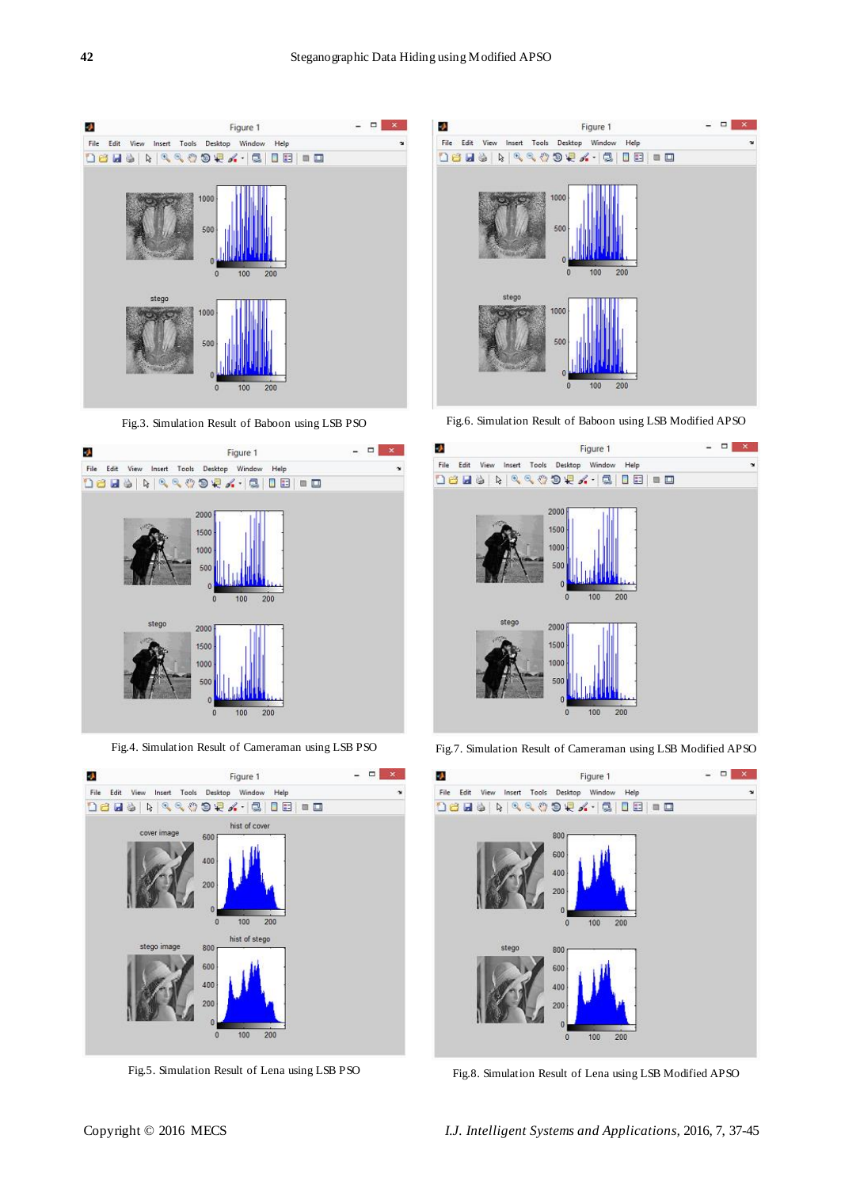Fig.3. Simulation Result of Baboon using LSB PSO

Fig.6. Simulation Result of Baboon using LSB Modified APSO

Fig.4. Simulation Result of Cameraman using LSB PSO

Fig.7. Simulation Result of Cameraman using LSB Modified APSO

Fig.5. Simulation Result of Lena using LSB PSO

Fig.8. Simulation Result of Lena using LSB Modified APSO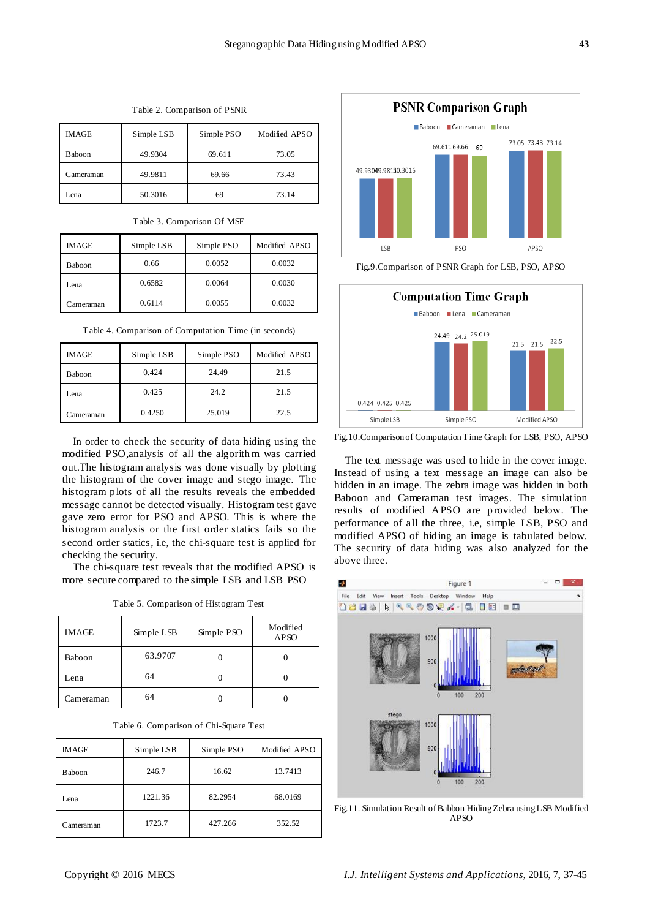Table 2. Comparison of PSNR

| IMAGE | Simple LSB | Simple PSO | Modified APSO |
|---|---|---|---|
| Baboon | 49.9304 | 69.611 | 73.05 |
| Cameraman | 49.9811 | 69.66 | 73.43 |
| Lena | 50.3016 | 69 | 73.14 |

Table 3. Comparison Of MSE

| IMAGE | Simple LSB | Simple PSO | Modified APSO |
|---|---|---|---|
| Baboon | 0.66 | 0.0052 | 0.0032 |
| Lena | 0.6582 | 0.0064 | 0.0030 |
| Cameraman | 0.6114 | 0.0055 | 0.0032 |

Table 4. Comparison of Computation Time (in seconds)

| IMAGE | Simple LSB | Simple PSO | Modified APSO |
|---|---|---|---|
| Baboon | 0.424 | 24.49 | 21.5 |
| Lena | 0.425 | 24.2 | 21.5 |
| Cameraman | 0.4250 | 25.019 | 22.5 |

In order to check the security of data hiding using the modified PSO,analysis of all the algorithm was carried out.The histogram analysis was done visually by plotting the histogram of the cover image and stego image. The histogram plots of all the results reveals the embedded message cannot be detected visually. Histogram test gave gave zero error for PSO and APSO. This is where the histogram analysis or the first order statics fails so the second order statics, i.e, the chi-square test is applied for checking the security.

The chi-square test reveals that the modified APSO is more secure compared to the simple LSB and LSB PSO

Table 5. Comparison of Histogram Test

| IMAGE | Simple LSB | Simple PSO | Modified APSO |
|---|---|---|---|
| Baboon | 63.9707 | 0 | 0 |
| Lena | 64 | 0 | 0 |
| Cameraman | 64 | 0 | 0 |

Table 6. Comparison of Chi-Square Test

| IMAGE | Simple LSB | Simple PSO | Modified APSO |
|---|---|---|---|
| Baboon | 246.7 | 16.62 | 13.7413 |
| Lena | 1221.36 | 82.2954 | 68.0169 |
| Cameraman | 1723.7 | 427.266 | 352.52 |

Fig.9.Comparison of PSNR Graph for LSB, PSO, APSO

Fig.10.Comparison of Computation Time Graph for LSB, PSO, APSO

The text message was used to hide in the cover image. Instead of using a text message an image can also be hidden in an image. The zebra image was hidden in both Baboon and Cameraman test images. The simulation results of modified APSO are provided below. The performance of all the three, i.e, simple LSB, PSO and modified APSO of hiding an image is tabulated below. The security of data hiding was also analyzed for the above three.

Fig.11. Simulation Result of Babbon Hiding Zebra using LSB Modified APSO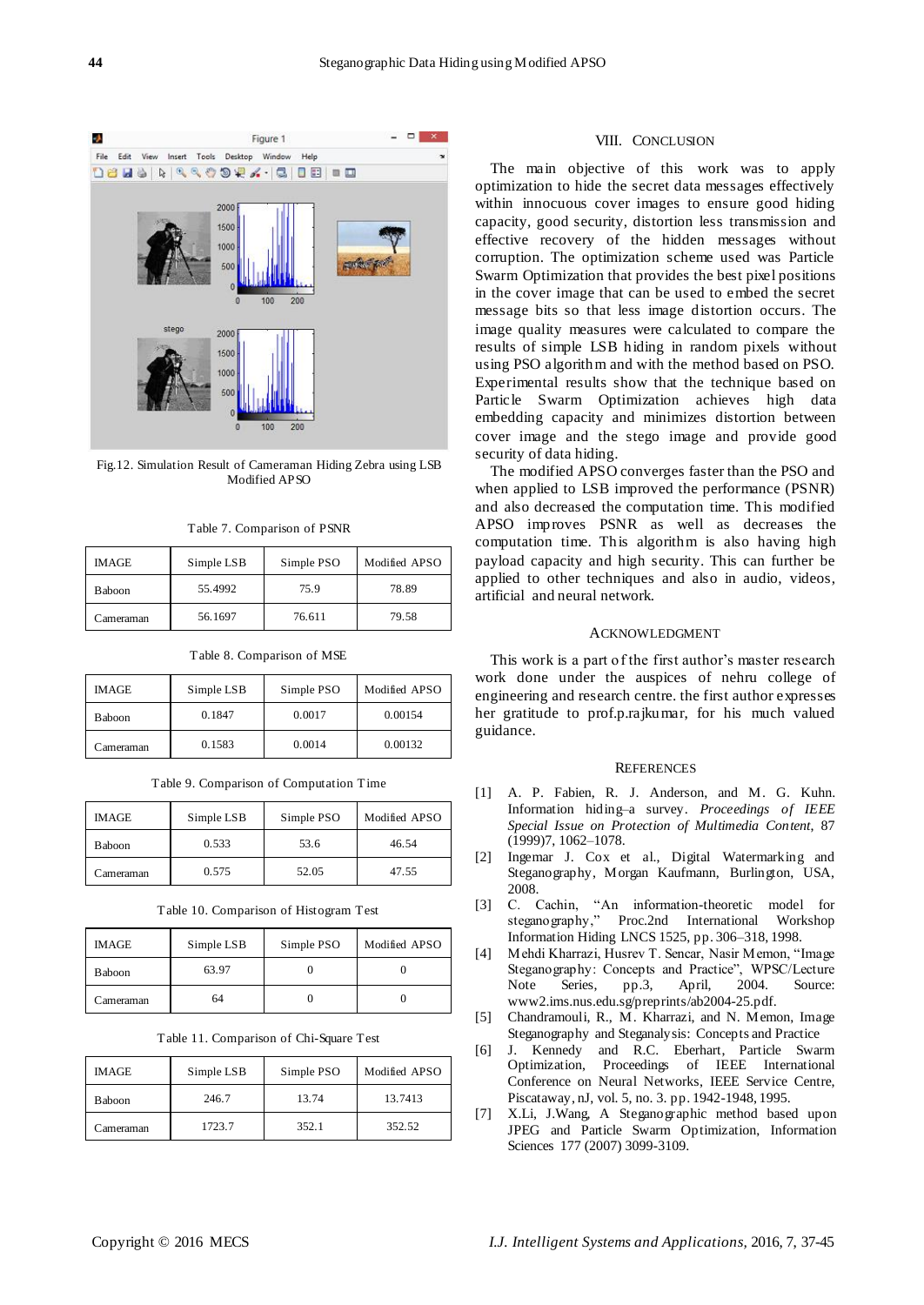Fig.12. Simulation Result of Cameraman Hiding Zebra using LSB Modified APSO

Table 7. Comparison of PSNR

| IMAGE | Simple LSB | Simple PSO | Modified APSO |
|---|---|---|---|
| Baboon | 55.4992 | 75.9 | 78.89 |
| Cameraman | 56.1697 | 76.611 | 79.58 |

Table 8. Comparison of MSE

| IMAGE | Simple LSB | Simple PSO | Modified APSO |
|---|---|---|---|
| Baboon | 0.1847 | 0.0017 | 0.00154 |
| Cameraman | 0.1583 | 0.0014 | 0.00132 |

Table 9. Comparison of Computation Time

| IMAGE | Simple LSB | Simple PSO | Modified APSO |
|---|---|---|---|
| Baboon | 0.533 | 53.6 | 46.54 |
| Cameraman | 0.575 | 52.05 | 47.55 |

Table 10. Comparison of Histogram Test

| IMAGE | Simple LSB | Simple PSO | Modified APSO |
|---|---|---|---|
| Baboon | 63.97 | 0 | 0 |
| Cameraman | 64 | 0 | 0 |

Table 11. Comparison of Chi-Square Test

| IMAGE | Simple LSB | Simple PSO | Modified APSO |
|---|---|---|---|
| Baboon | 246.7 | 13.74 | 13.7413 |
| Cameraman | 1723.7 | 352.1 | 352.52 |

## VIII. CONCLUSION

The main objective of this work was to apply optimization to hide the secret data messages effectively within innocuous cover images to ensure good hiding capacity, good security, distortion less transmission and effective recovery of the hidden messages without corruption. The optimization scheme used was Particle Swarm Optimization that provides the best pixel positions in the cover image that can be used to embed the secret message bits so that less image distortion occurs. The image quality measures were calculated to compare the results of simple LSB hiding in random pixels without using PSO algorithm and with the method based on PSO. Experimental results show that the technique based on Particle Swarm Optimization achieves high data embedding capacity and minimizes distortion between cover image and the stego image and provide good security of data hiding.

The modified APSO converges faster than the PSO and when applied to LSB improved the performance (PSNR) and also decreased the computation time. This modified APSO improves PSNR as well as decreases the computation time. This algorithm is also having high payload capacity and high security. This can further be applied to other techniques and also in audio, videos, artificial and neural network.

## ACKNOWLEDGMENT

This work is a part of the first author's master research work done under the auspices of nehru college of engineering and research centre. the first author expresses her gratitude to prof.p.rajkumar, for his much valued guidance.

## REFERENCES

[1] A. P. Fabien, R. J. Anderson, and M. G. Kuhn. Information hiding–a survey. *Proceedings of IEEE Special Issue on Protection of Multimedia Content*, 87 (1999)7, 1062–1078.

[2] Ingemar J. Cox et al., Digital Watermarking and Steganography, Morgan Kaufmann, Burlington, USA, 2008.

[3] C. Cachin, "An information-theoretic model for steganography," Proc.2nd International Workshop Information Hiding LNCS 1525, pp. 306–318, 1998.

[4] Mehdi Kharrazi, Husrev T. Sencar, Nasir Memon, "Image Steganography: Concepts and Practice", WPSC/Lecture Note Series, pp.3, April, 2004. Source: www2.ims.nus.edu.sg/preprints/ab2004-25.pdf.

[5] Chandramouli, R., M. Kharrazi, and N. Memon, Image Steganography and Steganalysis: Concepts and Practice

[6] J. Kennedy and R.C. Eberhart, Particle Swarm Optimization, Proceedings of IEEE International Conference on Neural Networks, IEEE Service Centre, Piscataway, nJ, vol. 5, no. 3. pp. 1942-1948, 1995.

[7] X.Li, J.Wang, A Steganographic method based upon JPEG and Particle Swarm Optimization, Information Sciences 177 (2007) 3099-3109.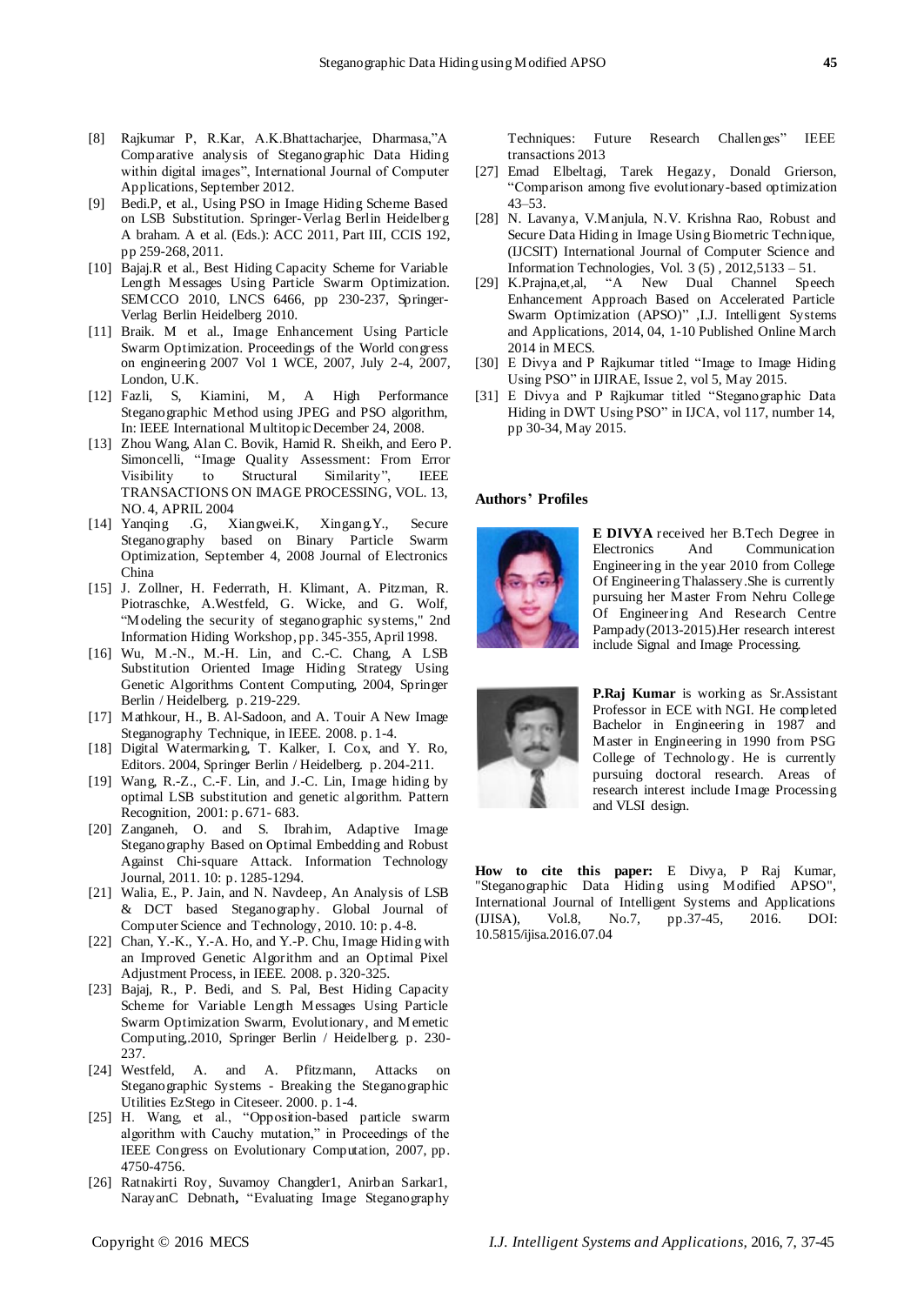[8] Rajkumar P, R.Kar, A.K.Bhattacharjee, Dharmasa,"A Comparative analysis of Steganographic Data Hiding within digital images", International Journal of Computer Applications, September 2012.

[9] Bedi.P, et al., Using PSO in Image Hiding Scheme Based on LSB Substitution. Springer-Verlag Berlin Heidelberg A braham. A et al. (Eds.): ACC 2011, Part III, CCIS 192, pp 259-268, 2011.

[10] Bajaj.R et al., Best Hiding Capacity Scheme for Variable Length Messages Using Particle Swarm Optimization. SEMCCO 2010, LNCS 6466, pp 230-237, Springer-Verlag Berlin Heidelberg 2010.

[11] Braik. M et al., Image Enhancement Using Particle Swarm Optimization. Proceedings of the World congress on engineering 2007 Vol 1 WCE, 2007, July 2-4, 2007, London, U.K.

[12] Fazli, S, Kiamini, M, A High Performance Steganographic Method using JPEG and PSO algorithm, In: IEEE International Multitopic December 24, 2008.

[13] Zhou Wang, Alan C. Bovik, Hamid R. Sheikh, and Eero P. Simoncelli, "Image Quality Assessment: From Error Visibility to Structural Similarity", IEEE TRANSACTIONS ON IMAGE PROCESSING, VOL. 13, NO. 4, APRIL 2004

[14] Yanqing .G, Xiangwei.K, Xingang.Y., Secure Steganography based on Binary Particle Swarm Optimization, September 4, 2008 Journal of Electronics China

[15] J. Zollner, H. Federrath, H. Klimant, A. Pitzman, R. Piotraschke, A.Westfeld, G. Wicke, and G. Wolf, "Modeling the security of steganographic systems," 2nd Information Hiding Workshop, pp. 345-355, April 1998.

[16] Wu, M.-N., M.-H. Lin, and C.-C. Chang, A LSB Substitution Oriented Image Hiding Strategy Using Genetic Algorithms Content Computing, 2004, Springer Berlin / Heidelberg. p. 219-229.

[17] Mathkour, H., B. Al-Sadoon, and A. Touir A New Image Steganography Technique, in IEEE. 2008. p. 1-4.

[18] Digital Watermarking, T. Kalker, I. Cox, and Y. Ro, Editors. 2004, Springer Berlin / Heidelberg. p. 204-211.

[19] Wang, R.-Z., C.-F. Lin, and J.-C. Lin, Image hiding by optimal LSB substitution and genetic algorithm. Pattern Recognition, 2001: p. 671- 683.

[20] Zanganeh, O. and S. Ibrahim, Adaptive Image Steganography Based on Optimal Embedding and Robust Against Chi-square Attack. Information Technology Journal, 2011. 10: p. 1285-1294.

[21] Walia, E., P. Jain, and N. Navdeep, An Analysis of LSB & DCT based Steganography. Global Journal of Computer Science and Technology, 2010. 10: p. 4-8.

[22] Chan, Y.-K., Y.-A. Ho, and Y.-P. Chu, Image Hiding with an Improved Genetic Algorithm and an Optimal Pixel Adjustment Process, in IEEE. 2008. p. 320-325.

[23] Bajaj, R., P. Bedi, and S. Pal, Best Hiding Capacity Scheme for Variable Length Messages Using Particle Swarm Optimization Swarm, Evolutionary, and Memetic Computing,.2010, Springer Berlin / Heidelberg. p. 230-237.

[24] Westfeld, A. and A. Pfitzmann, Attacks on Steganographic Systems - Breaking the Steganographic Utilities EzStego in Citeseer. 2000. p. 1-4.

[25] H. Wang, et al., "Opposition-based particle swarm algorithm with Cauchy mutation," in Proceedings of the IEEE Congress on Evolutionary Computation, 2007, pp. 4750-4756.

[26] Ratnakirti Roy, Suvamoy Changder1, Anirban Sarkar1, NarayanC Debnath, "Evaluating Image Steganography Techniques: Future Research Challenges" IEEE transactions 2013

[27] Emad Elbeltagi, Tarek Hegazy, Donald Grierson, "Comparison among five evolutionary-based optimization 43–53.

[28] N. Lavanya, V.Manjula, N.V. Krishna Rao, Robust and Secure Data Hiding in Image Using Biometric Technique, (IJCSIT) International Journal of Computer Science and Information Technologies, Vol. 3 (5) , 2012,5133 – 51.

[29] K.Prajna,et,al, "A New Dual Channel Speech Enhancement Approach Based on Accelerated Particle Swarm Optimization (APSO)" ,I.J. Intelligent Systems and Applications, 2014, 04, 1-10 Published Online March 2014 in MECS.

[30] E Divya and P Rajkumar titled "Image to Image Hiding Using PSO" in IJIRAE, Issue 2, vol 5, May 2015.

[31] E Divya and P Rajkumar titled "Steganographic Data Hiding in DWT Using PSO" in IJCA, vol 117, number 14, pp 30-34, May 2015.

## Authors' Profiles

**E DIVYA** received her B.Tech Degree in Electronics And Communication Engineering in the year 2010 from College Of Engineering Thalassery.She is currently pursuing her Master From Nehru College Of Engineering And Research Centre Pampady(2013-2015).Her research interest include Signal and Image Processing.

**P.Raj Kumar** is working as Sr.Assistant Professor in ECE with NGI. He completed Bachelor in Engineering in 1987 and Master in Engineering in 1990 from PSG College of Technology. He is currently pursuing doctoral research. Areas of research interest include Image Processing and VLSI design.

**How to cite this paper:** E Divya, P Raj Kumar, "Steganographic Data Hiding using Modified APSO", International Journal of Intelligent Systems and Applications (IJISA), Vol.8, No.7, pp.37-45, 2016. DOI: 10.5815/ijisa.2016.07.04